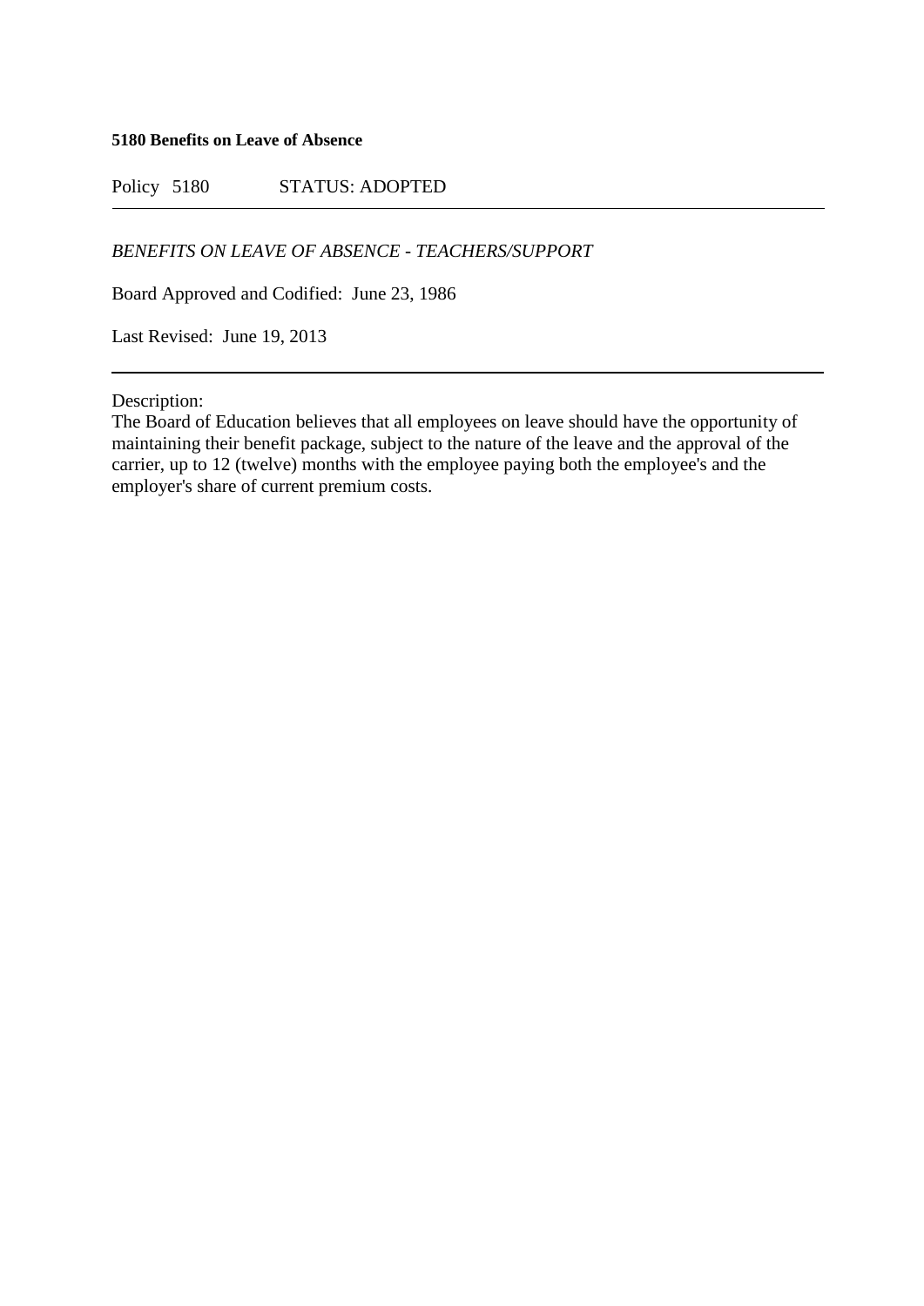**5180 Benefits on Leave of Absence**

Policy 5180 STATUS: ADOPTED

---

*BENEFITS ON LEAVE OF ABSENCE - TEACHERS/SUPPORT*

Board Approved and Codified: June 23, 1986

Last Revised: June 19, 2013

---

Description:
The Board of Education believes that all employees on leave should have the opportunity of maintaining their benefit package, subject to the nature of the leave and the approval of the carrier, up to 12 (twelve) months with the employee paying both the employee's and the employer's share of current premium costs.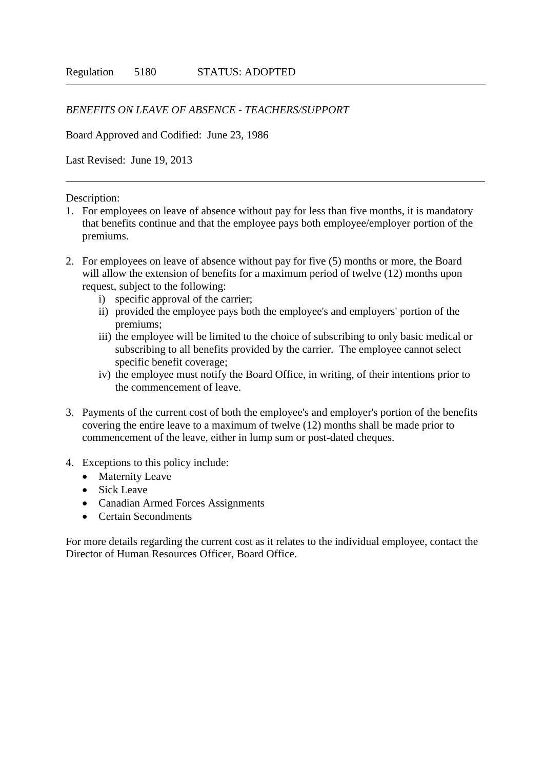Regulation 5180 STATUS: ADOPTED

---

*BENEFITS ON LEAVE OF ABSENCE - TEACHERS/SUPPORT*

Board Approved and Codified: June 23, 1986

Last Revised: June 19, 2013

---

Description:

1. For employees on leave of absence without pay for less than five months, it is mandatory that benefits continue and that the employee pays both employee/employer portion of the premiums.

2. For employees on leave of absence without pay for five (5) months or more, the Board will allow the extension of benefits for a maximum period of twelve (12) months upon request, subject to the following:
   i) specific approval of the carrier;
   ii) provided the employee pays both the employee's and employers' portion of the premiums;
   iii) the employee will be limited to the choice of subscribing to only basic medical or subscribing to all benefits provided by the carrier. The employee cannot select specific benefit coverage;
   iv) the employee must notify the Board Office, in writing, of their intentions prior to the commencement of leave.

3. Payments of the current cost of both the employee's and employer's portion of the benefits covering the entire leave to a maximum of twelve (12) months shall be made prior to commencement of the leave, either in lump sum or post-dated cheques.

4. Exceptions to this policy include:
   - Maternity Leave
   - Sick Leave
   - Canadian Armed Forces Assignments
   - Certain Secondments

For more details regarding the current cost as it relates to the individual employee, contact the Director of Human Resources Officer, Board Office.